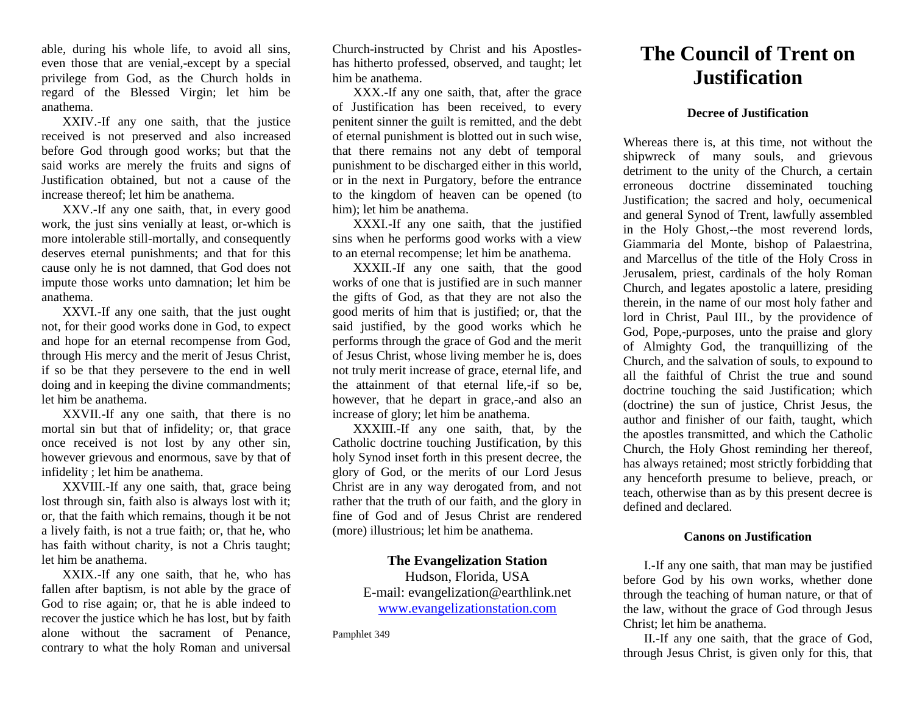able, during his whole life, to avoid all sins, even those that are venial,-except by a special privilege from God, as the Church holds in regard of the Blessed Virgin; let him be anathema.

XXIV.-If any one saith, that the justice received is not preserved and also increased before God through good works; but that the said works are merely the fruits and signs of Justification obtained, but not a cause of the increase thereof; let him be anathema.

XXV.-If any one saith, that, in every good work, the just sins venially at least, or-which is more intolerable still-mortally, and consequently deserves eternal punishments; and that for this cause only he is not damned, that God does not impute those works unto damnation; let him be anathema.

XXVI.-If any one saith, that the just ought not, for their good works done in God, to expect and hope for an eternal recompense from God, through His mercy and the merit of Jesus Christ, if so be that they persevere to the end in well doing and in keeping the divine commandments; let him be anathema.

XXVII.-If any one saith, that there is no mortal sin but that of infidelity; or, that grace once received is not lost by any other sin, however grievous and enormous, save by that of infidelity ; let him be anathema.

XXVIII.-If any one saith, that, grace being lost through sin, faith also is always lost with it; or, that the faith which remains, though it be not a lively faith, is not a true faith; or, that he, who has faith without charity, is not a Chris taught; let him be anathema.

XXIX.-If any one saith, that he, who has fallen after baptism, is not able by the grace of God to rise again; or, that he is able indeed to recover the justice which he has lost, but by faith alone without the sacrament of Penance, contrary to what the holy Roman and universal Church-instructed by Christ and his Apostles-has hitherto professed, observed, and taught; let him be anathema.

XXX.-If any one saith, that, after the grace of Justification has been received, to every penitent sinner the guilt is remitted, and the debt of eternal punishment is blotted out in such wise, that there remains not any debt of temporal punishment to be discharged either in this world, or in the next in Purgatory, before the entrance to the kingdom of heaven can be opened (to him); let him be anathema.

XXXI.-If any one saith, that the justified sins when he performs good works with a view to an eternal recompense; let him be anathema.

XXXII.-If any one saith, that the good works of one that is justified are in such manner the gifts of God, as that they are not also the good merits of him that is justified; or, that the said justified, by the good works which he performs through the grace of God and the merit of Jesus Christ, whose living member he is, does not truly merit increase of grace, eternal life, and the attainment of that eternal life,-if so be, however, that he depart in grace,-and also an increase of glory; let him be anathema.

XXXIII.-If any one saith, that, by the Catholic doctrine touching Justification, by this holy Synod inset forth in this present decree, the glory of God, or the merits of our Lord Jesus Christ are in any way derogated from, and not rather that the truth of our faith, and the glory in fine of God and of Jesus Christ are rendered (more) illustrious; let him be anathema.

**The Evangelization Station**
Hudson, Florida, USA
E-mail: evangelization@earthlink.net
www.evangelizationstation.com

Pamphlet 349

# The Council of Trent on Justification

### Decree of Justification

Whereas there is, at this time, not without the shipwreck of many souls, and grievous detriment to the unity of the Church, a certain erroneous doctrine disseminated touching Justification; the sacred and holy, oecumenical and general Synod of Trent, lawfully assembled in the Holy Ghost,--the most reverend lords, Giammaria del Monte, bishop of Palaestrina, and Marcellus of the title of the Holy Cross in Jerusalem, priest, cardinals of the holy Roman Church, and legates apostolic a latere, presiding therein, in the name of our most holy father and lord in Christ, Paul III., by the providence of God, Pope,-purposes, unto the praise and glory of Almighty God, the tranquillizing of the Church, and the salvation of souls, to expound to all the faithful of Christ the true and sound doctrine touching the said Justification; which (doctrine) the sun of justice, Christ Jesus, the author and finisher of our faith, taught, which the apostles transmitted, and which the Catholic Church, the Holy Ghost reminding her thereof, has always retained; most strictly forbidding that any henceforth presume to believe, preach, or teach, otherwise than as by this present decree is defined and declared.

### Canons on Justification

I.-If any one saith, that man may be justified before God by his own works, whether done through the teaching of human nature, or that of the law, without the grace of God through Jesus Christ; let him be anathema.

II.-If any one saith, that the grace of God, through Jesus Christ, is given only for this, that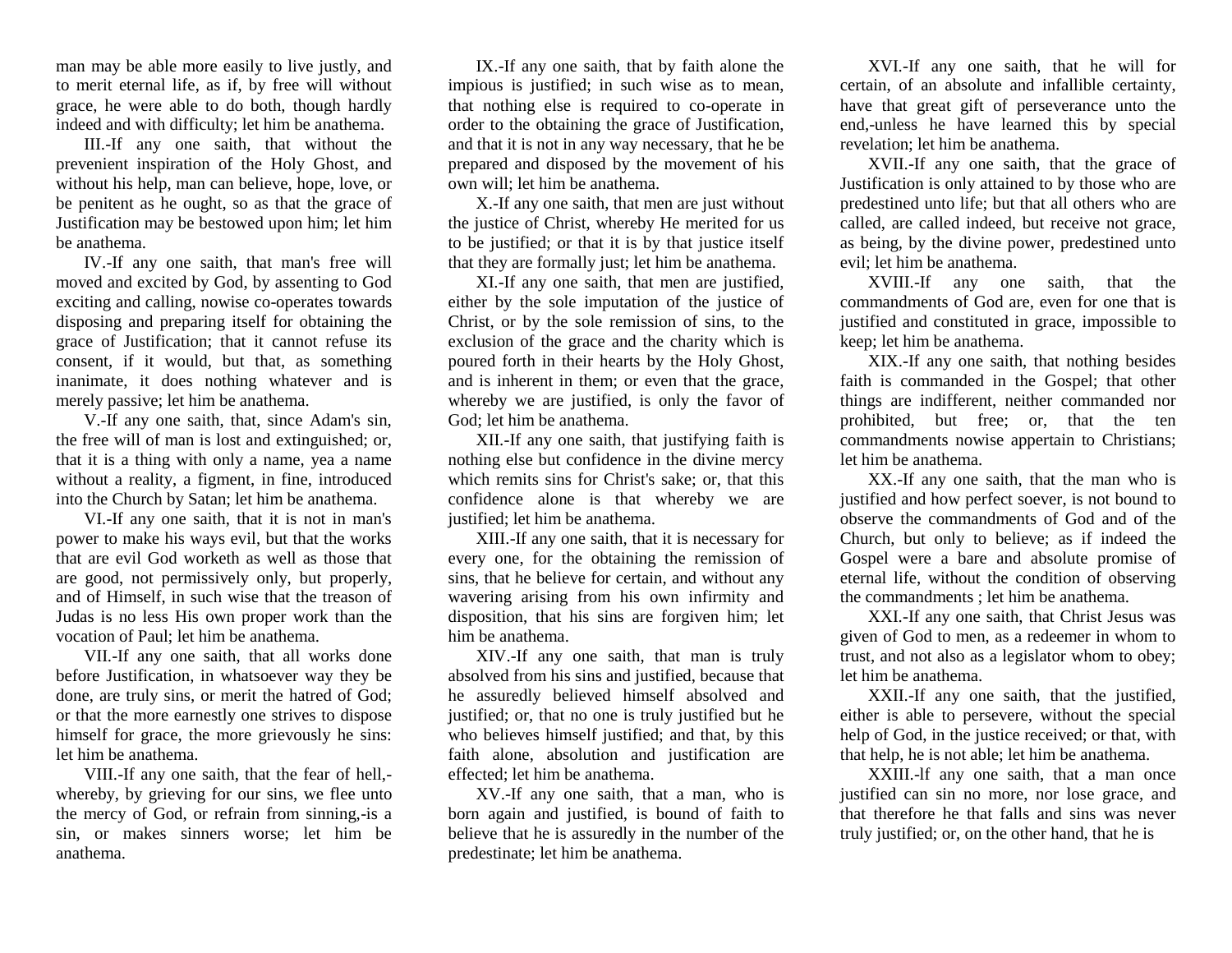man may be able more easily to live justly, and to merit eternal life, as if, by free will without grace, he were able to do both, though hardly indeed and with difficulty; let him be anathema.

III.-If any one saith, that without the prevenient inspiration of the Holy Ghost, and without his help, man can believe, hope, love, or be penitent as he ought, so as that the grace of Justification may be bestowed upon him; let him be anathema.

IV.-If any one saith, that man's free will moved and excited by God, by assenting to God exciting and calling, nowise co-operates towards disposing and preparing itself for obtaining the grace of Justification; that it cannot refuse its consent, if it would, but that, as something inanimate, it does nothing whatever and is merely passive; let him be anathema.

V.-If any one saith, that, since Adam's sin, the free will of man is lost and extinguished; or, that it is a thing with only a name, yea a name without a reality, a figment, in fine, introduced into the Church by Satan; let him be anathema.

VI.-If any one saith, that it is not in man's power to make his ways evil, but that the works that are evil God worketh as well as those that are good, not permissively only, but properly, and of Himself, in such wise that the treason of Judas is no less His own proper work than the vocation of Paul; let him be anathema.

VII.-If any one saith, that all works done before Justification, in whatsoever way they be done, are truly sins, or merit the hatred of God; or that the more earnestly one strives to dispose himself for grace, the more grievously he sins: let him be anathema.

VIII.-If any one saith, that the fear of hell,-whereby, by grieving for our sins, we flee unto the mercy of God, or refrain from sinning,-is a sin, or makes sinners worse; let him be anathema.

IX.-If any one saith, that by faith alone the impious is justified; in such wise as to mean, that nothing else is required to co-operate in order to the obtaining the grace of Justification, and that it is not in any way necessary, that he be prepared and disposed by the movement of his own will; let him be anathema.

X.-If any one saith, that men are just without the justice of Christ, whereby He merited for us to be justified; or that it is by that justice itself that they are formally just; let him be anathema.

XI.-If any one saith, that men are justified, either by the sole imputation of the justice of Christ, or by the sole remission of sins, to the exclusion of the grace and the charity which is poured forth in their hearts by the Holy Ghost, and is inherent in them; or even that the grace, whereby we are justified, is only the favor of God; let him be anathema.

XII.-If any one saith, that justifying faith is nothing else but confidence in the divine mercy which remits sins for Christ's sake; or, that this confidence alone is that whereby we are justified; let him be anathema.

XIII.-If any one saith, that it is necessary for every one, for the obtaining the remission of sins, that he believe for certain, and without any wavering arising from his own infirmity and disposition, that his sins are forgiven him; let him be anathema.

XIV.-If any one saith, that man is truly absolved from his sins and justified, because that he assuredly believed himself absolved and justified; or, that no one is truly justified but he who believes himself justified; and that, by this faith alone, absolution and justification are effected; let him be anathema.

XV.-If any one saith, that a man, who is born again and justified, is bound of faith to believe that he is assuredly in the number of the predestinate; let him be anathema.

XVI.-If any one saith, that he will for certain, of an absolute and infallible certainty, have that great gift of perseverance unto the end,-unless he have learned this by special revelation; let him be anathema.

XVII.-If any one saith, that the grace of Justification is only attained to by those who are predestined unto life; but that all others who are called, are called indeed, but receive not grace, as being, by the divine power, predestined unto evil; let him be anathema.

XVIII.-If any one saith, that the commandments of God are, even for one that is justified and constituted in grace, impossible to keep; let him be anathema.

XIX.-If any one saith, that nothing besides faith is commanded in the Gospel; that other things are indifferent, neither commanded nor prohibited, but free; or, that the ten commandments nowise appertain to Christians; let him be anathema.

XX.-If any one saith, that the man who is justified and how perfect soever, is not bound to observe the commandments of God and of the Church, but only to believe; as if indeed the Gospel were a bare and absolute promise of eternal life, without the condition of observing the commandments ; let him be anathema.

XXI.-If any one saith, that Christ Jesus was given of God to men, as a redeemer in whom to trust, and not also as a legislator whom to obey; let him be anathema.

XXII.-If any one saith, that the justified, either is able to persevere, without the special help of God, in the justice received; or that, with that help, he is not able; let him be anathema.

XXIII.-lf any one saith, that a man once justified can sin no more, nor lose grace, and that therefore he that falls and sins was never truly justified; or, on the other hand, that he is